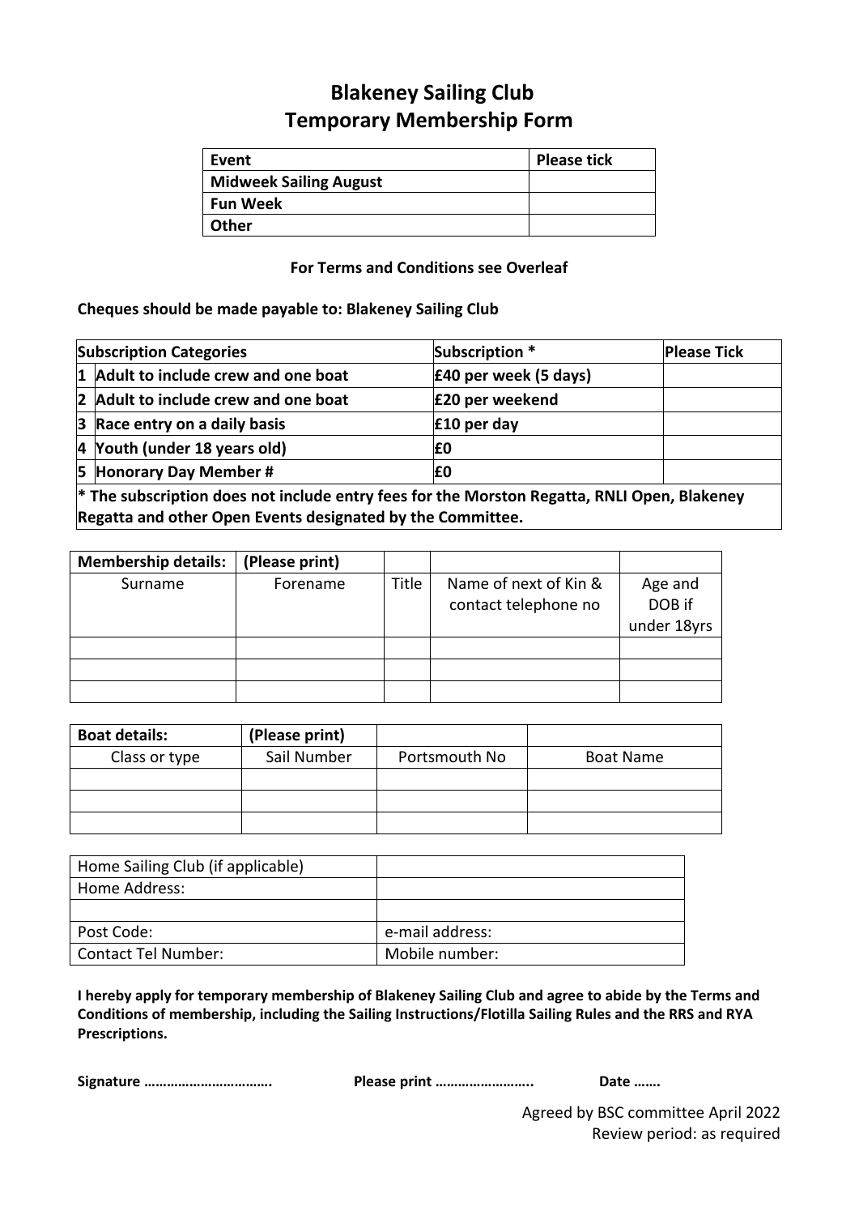# Blakeney Sailing Club
## Temporary Membership Form

| Event | Please tick |
|---|---|
| **Midweek Sailing August** | |
| **Fun Week** | |
| **Other** | |

**For Terms and Conditions see Overleaf**

**Cheques should be made payable to: Blakeney Sailing Club**

| Subscription Categories | | Subscription * | Please Tick |
|---|---|---|---|
| 1 | Adult to include crew and one boat | £40 per week (5 days) | |
| 2 | Adult to include crew and one boat | £20 per weekend | |
| 3 | Race entry on a daily basis | £10 per day | |
| 4 | Youth (under 18 years old) | £0 | |
| 5 | Honorary Day Member # | £0 | |

**\* The subscription does not include entry fees for the Morston Regatta, RNLI Open, Blakeney Regatta and other Open Events designated by the Committee.**

| **Membership details:** | **(Please print)** | | | |
|---|---|---|---|---|
| Surname | Forename | Title | Name of next of Kin & contact telephone no | Age and DOB if under 18yrs |
| | | | | |
| | | | | |
| | | | | |

| **Boat details:** | **(Please print)** | | |
|---|---|---|---|
| Class or type | Sail Number | Portsmouth No | Boat Name |
| | | | |
| | | | |
| | | | |

| Home Sailing Club (if applicable) | |
|---|---|
| Home Address: | |
| | |
| Post Code: | e-mail address: |
| Contact Tel Number: | Mobile number: |

**I hereby apply for temporary membership of Blakeney Sailing Club and agree to abide by the Terms and Conditions of membership, including the Sailing Instructions/Flotilla Sailing Rules and the RRS and RYA Prescriptions.**

**Signature …………………………….** **Please print ……………………..** **Date …….**

Agreed by BSC committee April 2022
Review period: as required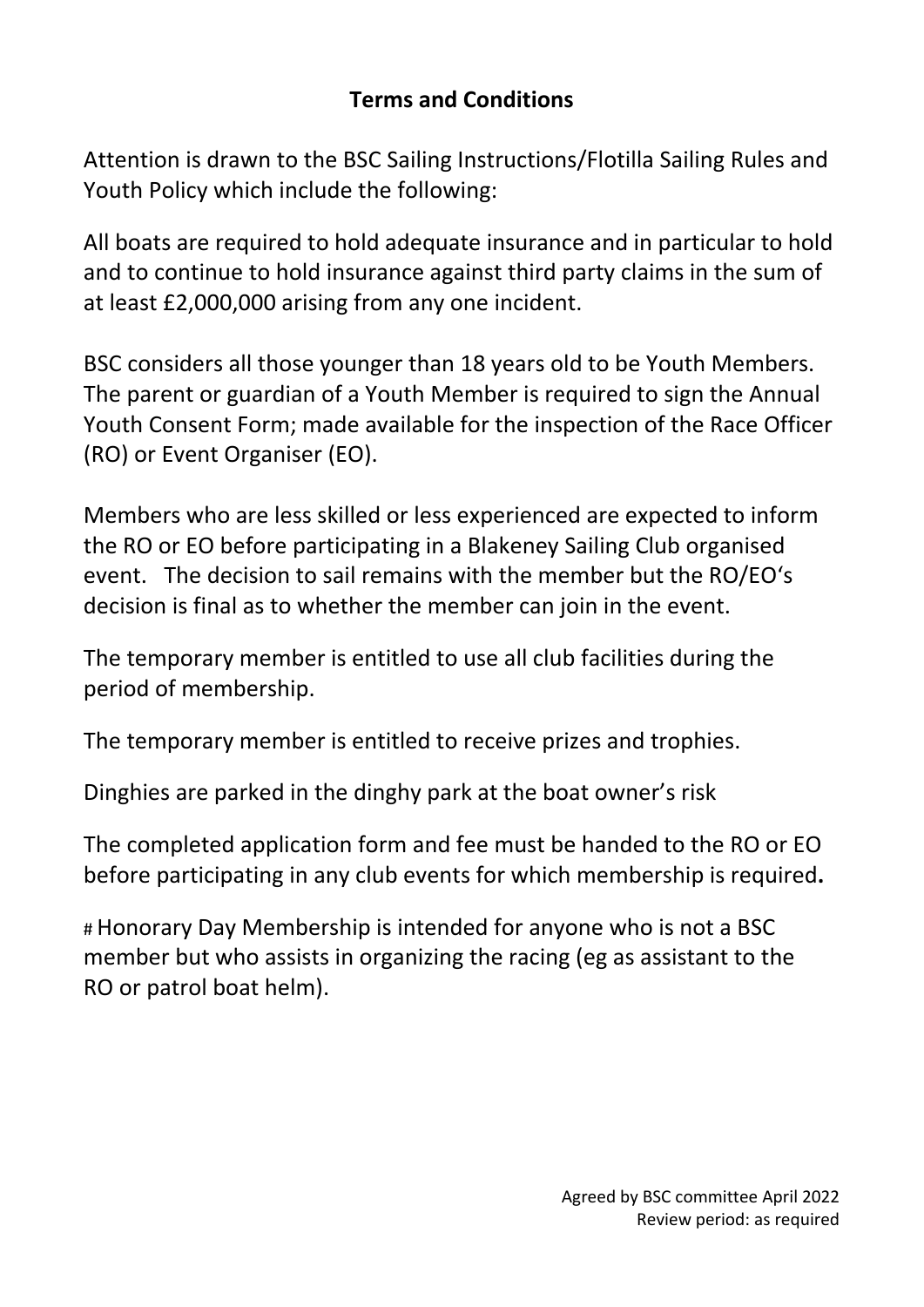## Terms and Conditions

Attention is drawn to the BSC Sailing Instructions/Flotilla Sailing Rules and Youth Policy which include the following:

All boats are required to hold adequate insurance and in particular to hold and to continue to hold insurance against third party claims in the sum of at least £2,000,000 arising from any one incident.

BSC considers all those younger than 18 years old to be Youth Members. The parent or guardian of a Youth Member is required to sign the Annual Youth Consent Form; made available for the inspection of the Race Officer (RO) or Event Organiser (EO).

Members who are less skilled or less experienced are expected to inform the RO or EO before participating in a Blakeney Sailing Club organised event. The decision to sail remains with the member but the RO/EO's decision is final as to whether the member can join in the event.

The temporary member is entitled to use all club facilities during the period of membership.

The temporary member is entitled to receive prizes and trophies.

Dinghies are parked in the dinghy park at the boat owner's risk

The completed application form and fee must be handed to the RO or EO before participating in any club events for which membership is required**.**

# Honorary Day Membership is intended for anyone who is not a BSC member but who assists in organizing the racing (eg as assistant to the RO or patrol boat helm).

Agreed by BSC committee April 2022
Review period: as required